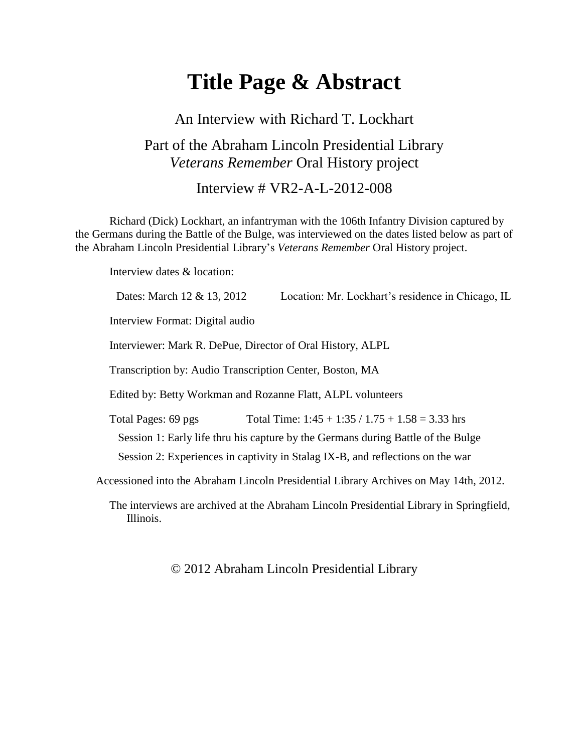# Title Page & Abstract

An Interview with Richard T. Lockhart

Part of the Abraham Lincoln Presidential Library
*Veterans Remember* Oral History project

Interview # VR2-A-L-2012-008

Richard (Dick) Lockhart, an infantryman with the 106th Infantry Division captured by the Germans during the Battle of the Bulge, was interviewed on the dates listed below as part of the Abraham Lincoln Presidential Library's *Veterans Remember* Oral History project.

Interview dates & location:

Dates: March 12 & 13, 2012 Location: Mr. Lockhart's residence in Chicago, IL

Interview Format: Digital audio

Interviewer: Mark R. DePue, Director of Oral History, ALPL

Transcription by: Audio Transcription Center, Boston, MA

Edited by: Betty Workman and Rozanne Flatt, ALPL volunteers

Total Pages: 69 pgs Total Time: 1:45 + 1:35 / 1.75 + 1.58 = 3.33 hrs

Session 1: Early life thru his capture by the Germans during Battle of the Bulge

Session 2: Experiences in captivity in Stalag IX-B, and reflections on the war

Accessioned into the Abraham Lincoln Presidential Library Archives on May 14th, 2012.

The interviews are archived at the Abraham Lincoln Presidential Library in Springfield, Illinois.

© 2012 Abraham Lincoln Presidential Library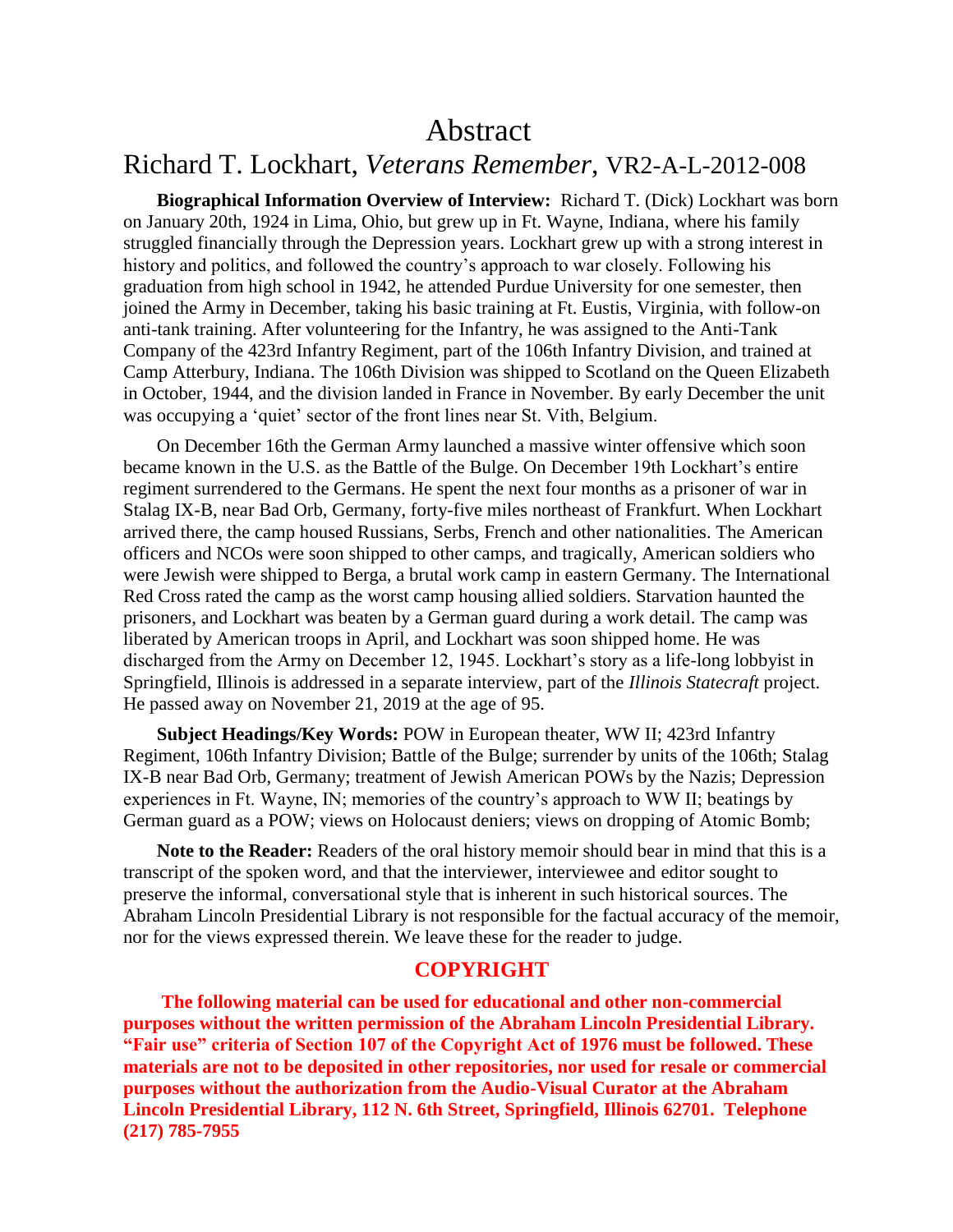# Abstract

## Richard T. Lockhart, *Veterans Remember*, VR2-A-L-2012-008

**Biographical Information Overview of Interview:** Richard T. (Dick) Lockhart was born on January 20th, 1924 in Lima, Ohio, but grew up in Ft. Wayne, Indiana, where his family struggled financially through the Depression years. Lockhart grew up with a strong interest in history and politics, and followed the country's approach to war closely. Following his graduation from high school in 1942, he attended Purdue University for one semester, then joined the Army in December, taking his basic training at Ft. Eustis, Virginia, with follow-on anti-tank training. After volunteering for the Infantry, he was assigned to the Anti-Tank Company of the 423rd Infantry Regiment, part of the 106th Infantry Division, and trained at Camp Atterbury, Indiana. The 106th Division was shipped to Scotland on the Queen Elizabeth in October, 1944, and the division landed in France in November. By early December the unit was occupying a 'quiet' sector of the front lines near St. Vith, Belgium.

On December 16th the German Army launched a massive winter offensive which soon became known in the U.S. as the Battle of the Bulge. On December 19th Lockhart's entire regiment surrendered to the Germans. He spent the next four months as a prisoner of war in Stalag IX-B, near Bad Orb, Germany, forty-five miles northeast of Frankfurt. When Lockhart arrived there, the camp housed Russians, Serbs, French and other nationalities. The American officers and NCOs were soon shipped to other camps, and tragically, American soldiers who were Jewish were shipped to Berga, a brutal work camp in eastern Germany. The International Red Cross rated the camp as the worst camp housing allied soldiers. Starvation haunted the prisoners, and Lockhart was beaten by a German guard during a work detail. The camp was liberated by American troops in April, and Lockhart was soon shipped home. He was discharged from the Army on December 12, 1945. Lockhart's story as a life-long lobbyist in Springfield, Illinois is addressed in a separate interview, part of the *Illinois Statecraft* project. He passed away on November 21, 2019 at the age of 95.

**Subject Headings/Key Words:** POW in European theater, WW II; 423rd Infantry Regiment, 106th Infantry Division; Battle of the Bulge; surrender by units of the 106th; Stalag IX-B near Bad Orb, Germany; treatment of Jewish American POWs by the Nazis; Depression experiences in Ft. Wayne, IN; memories of the country's approach to WW II; beatings by German guard as a POW; views on Holocaust deniers; views on dropping of Atomic Bomb;

**Note to the Reader:** Readers of the oral history memoir should bear in mind that this is a transcript of the spoken word, and that the interviewer, interviewee and editor sought to preserve the informal, conversational style that is inherent in such historical sources. The Abraham Lincoln Presidential Library is not responsible for the factual accuracy of the memoir, nor for the views expressed therein. We leave these for the reader to judge.

## COPYRIGHT

**The following material can be used for educational and other non-commercial purposes without the written permission of the Abraham Lincoln Presidential Library. "Fair use" criteria of Section 107 of the Copyright Act of 1976 must be followed. These materials are not to be deposited in other repositories, nor used for resale or commercial purposes without the authorization from the Audio-Visual Curator at the Abraham Lincoln Presidential Library, 112 N. 6th Street, Springfield, Illinois 62701. Telephone (217) 785-7955**